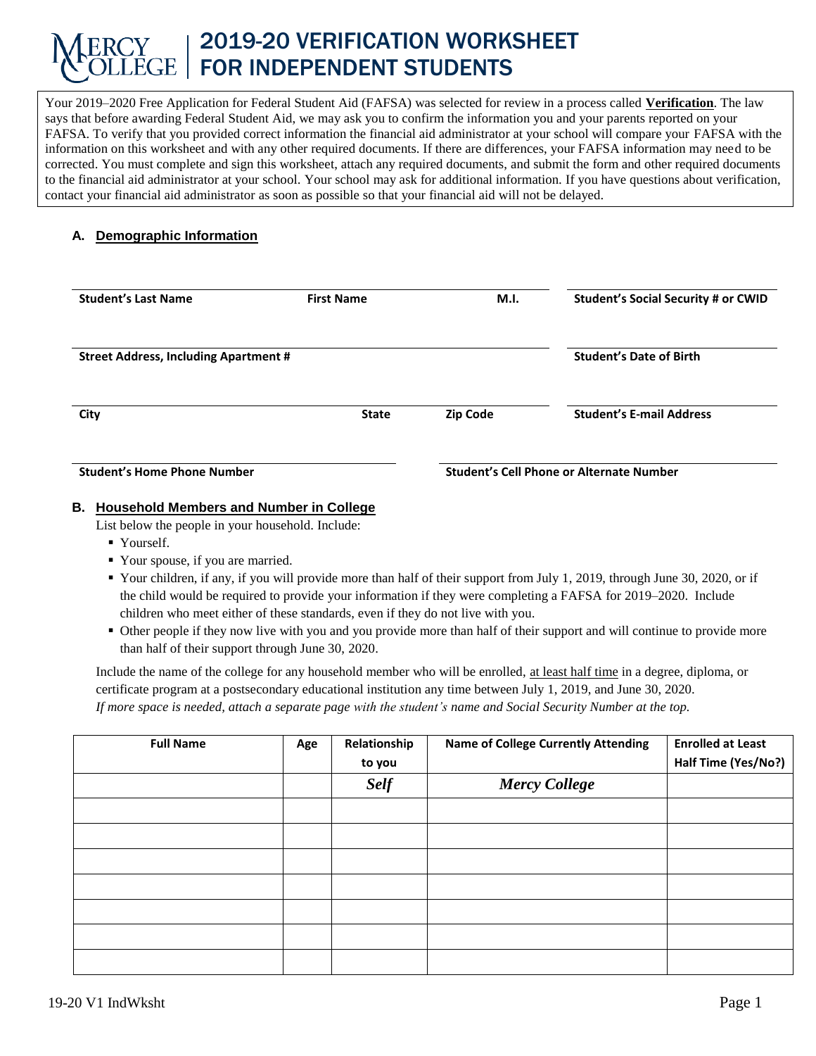# MERCY COLLEGE | 2019-20 VERIFICATION WORKSHEET FOR INDEPENDENT STUDENTS

Your 2019–2020 Free Application for Federal Student Aid (FAFSA) was selected for review in a process called **Verification**. The law says that before awarding Federal Student Aid, we may ask you to confirm the information you and your parents reported on your FAFSA. To verify that you provided correct information the financial aid administrator at your school will compare your FAFSA with the information on this worksheet and with any other required documents. If there are differences, your FAFSA information may need to be corrected. You must complete and sign this worksheet, attach any required documents, and submit the form and other required documents to the financial aid administrator at your school. Your school may ask for additional information. If you have questions about verification, contact your financial aid administrator as soon as possible so that your financial aid will not be delayed.

## A. Demographic Information

**Student's Last Name** | **First Name** | **M.I.** | **Student's Social Security # or CWID**

**Street Address, Including Apartment #** | **Student's Date of Birth**

**City** | **State** | **Zip Code** | **Student's E-mail Address**

**Student's Home Phone Number** | **Student's Cell Phone or Alternate Number**

## B. Household Members and Number in College

List below the people in your household. Include:

- Yourself.
- Your spouse, if you are married.
- Your children, if any, if you will provide more than half of their support from July 1, 2019, through June 30, 2020, or if the child would be required to provide your information if they were completing a FAFSA for 2019–2020. Include children who meet either of these standards, even if they do not live with you.
- Other people if they now live with you and you provide more than half of their support and will continue to provide more than half of their support through June 30, 2020.

Include the name of the college for any household member who will be enrolled, at least half time in a degree, diploma, or certificate program at a postsecondary educational institution any time between July 1, 2019, and June 30, 2020.
*If more space is needed, attach a separate page with the student's name and Social Security Number at the top.*

| Full Name | Age | Relationship to you | Name of College Currently Attending | Enrolled at Least Half Time (Yes/No?) |
|---|---|---|---|---|
| | | *Self* | *Mercy College* | |
| | | | | |
| | | | | |
| | | | | |
| | | | | |
| | | | | |
| | | | | |
| | | | | |

19-20 V1 IndWksht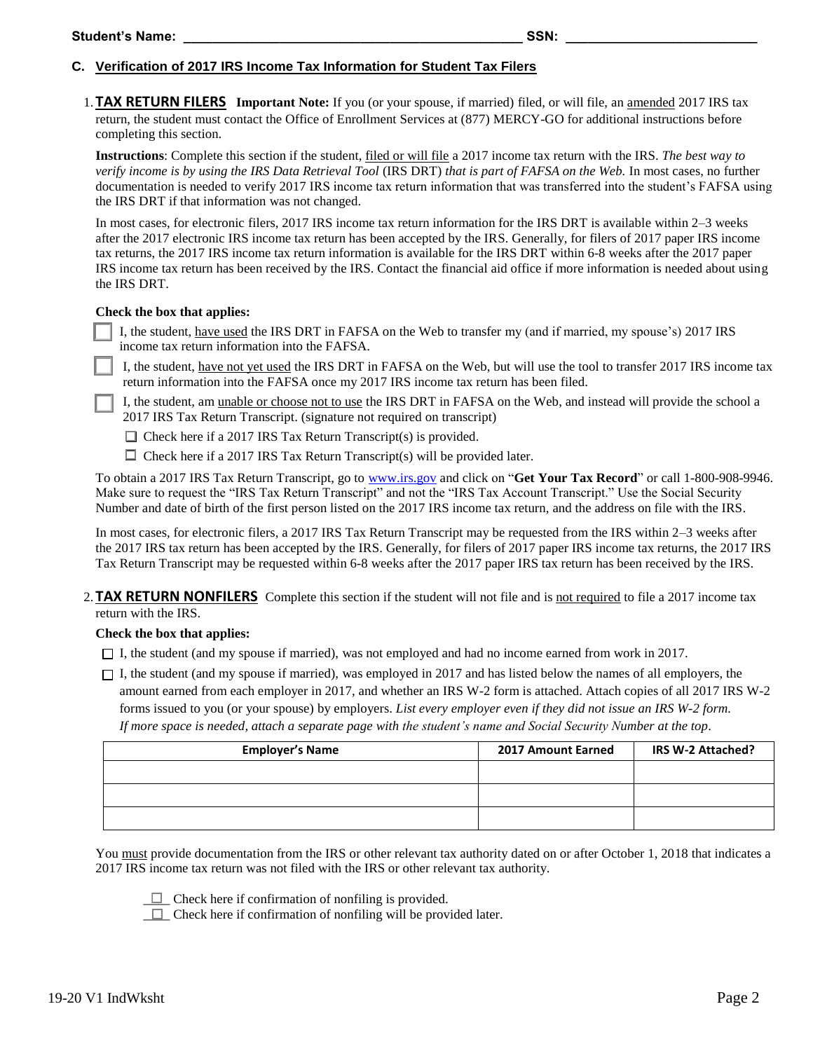**Student's Name:** _______________________________________________ **SSN:** __________________________

## C. Verification of 2017 IRS Income Tax Information for Student Tax Filers

1. **TAX RETURN FILERS** **Important Note:** If you (or your spouse, if married) filed, or will file, an amended 2017 IRS tax return, the student must contact the Office of Enrollment Services at (877) MERCY-GO for additional instructions before completing this section.

**Instructions**: Complete this section if the student, filed or will file a 2017 income tax return with the IRS. *The best way to verify income is by using the IRS Data Retrieval Tool* (IRS DRT) *that is part of FAFSA on the Web.* In most cases, no further documentation is needed to verify 2017 IRS income tax return information that was transferred into the student's FAFSA using the IRS DRT if that information was not changed.

In most cases, for electronic filers, 2017 IRS income tax return information for the IRS DRT is available within 2–3 weeks after the 2017 electronic IRS income tax return has been accepted by the IRS. Generally, for filers of 2017 paper IRS income tax returns, the 2017 IRS income tax return information is available for the IRS DRT within 6-8 weeks after the 2017 paper IRS income tax return has been received by the IRS. Contact the financial aid office if more information is needed about using the IRS DRT.

**Check the box that applies:**

☐ I, the student, have used the IRS DRT in FAFSA on the Web to transfer my (and if married, my spouse's) 2017 IRS income tax return information into the FAFSA.

☐ I, the student, have not yet used the IRS DRT in FAFSA on the Web, but will use the tool to transfer 2017 IRS income tax return information into the FAFSA once my 2017 IRS income tax return has been filed.

☐ I, the student, am unable or choose not to use the IRS DRT in FAFSA on the Web, and instead will provide the school a 2017 IRS Tax Return Transcript. (signature not required on transcript)

- ☐ Check here if a 2017 IRS Tax Return Transcript(s) is provided.
- ☐ Check here if a 2017 IRS Tax Return Transcript(s) will be provided later.

To obtain a 2017 IRS Tax Return Transcript, go to www.irs.gov and click on "**Get Your Tax Record**" or call 1-800-908-9946. Make sure to request the "IRS Tax Return Transcript" and not the "IRS Tax Account Transcript." Use the Social Security Number and date of birth of the first person listed on the 2017 IRS income tax return, and the address on file with the IRS.

In most cases, for electronic filers, a 2017 IRS Tax Return Transcript may be requested from the IRS within 2–3 weeks after the 2017 IRS tax return has been accepted by the IRS. Generally, for filers of 2017 paper IRS income tax returns, the 2017 IRS Tax Return Transcript may be requested within 6-8 weeks after the 2017 paper IRS tax return has been received by the IRS.

2. **TAX RETURN NONFILERS** Complete this section if the student will not file and is not required to file a 2017 income tax return with the IRS.

**Check the box that applies:**

☐ I, the student (and my spouse if married), was not employed and had no income earned from work in 2017.

☐ I, the student (and my spouse if married), was employed in 2017 and has listed below the names of all employers, the amount earned from each employer in 2017, and whether an IRS W-2 form is attached. Attach copies of all 2017 IRS W-2 forms issued to you (or your spouse) by employers. *List every employer even if they did not issue an IRS W-2 form. If more space is needed, attach a separate page with the student's name and Social Security Number at the top*.

| Employer's Name | 2017 Amount Earned | IRS W-2 Attached? |
|---|---|---|
| | | |
| | | |
| | | |

You must provide documentation from the IRS or other relevant tax authority dated on or after October 1, 2018 that indicates a 2017 IRS income tax return was not filed with the IRS or other relevant tax authority.

☐ Check here if confirmation of nonfiling is provided.
☐ Check here if confirmation of nonfiling will be provided later.

19-20 V1 IndWksht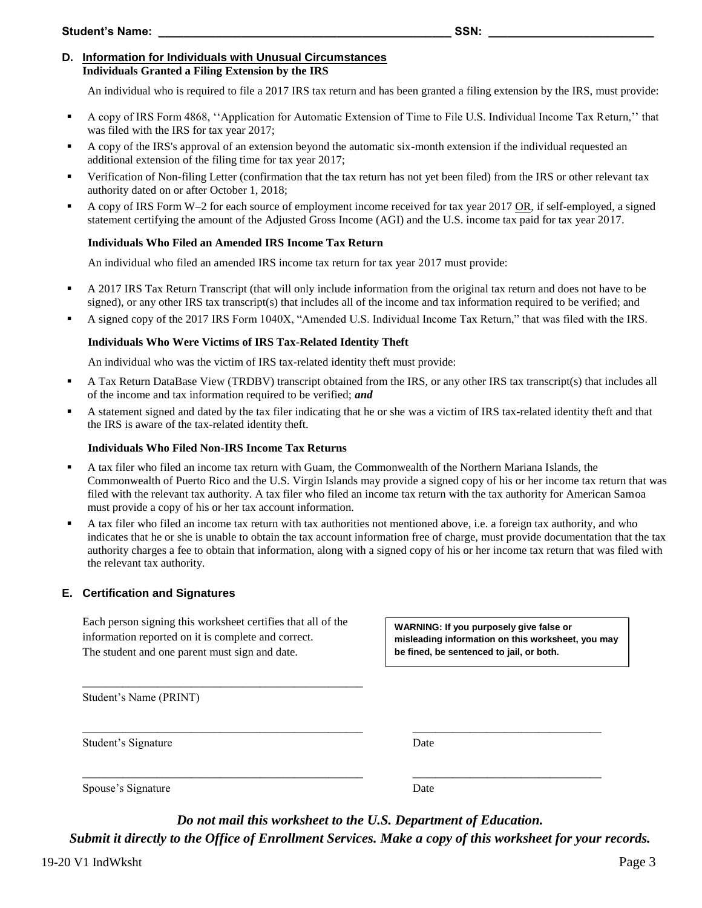Student's Name: ______________________________________________ SSN: ________________________

## D. Information for Individuals with Unusual Circumstances

**Individuals Granted a Filing Extension by the IRS**

An individual who is required to file a 2017 IRS tax return and has been granted a filing extension by the IRS, must provide:

- A copy of IRS Form 4868, ''Application for Automatic Extension of Time to File U.S. Individual Income Tax Return,'' that was filed with the IRS for tax year 2017;
- A copy of the IRS's approval of an extension beyond the automatic six-month extension if the individual requested an additional extension of the filing time for tax year 2017;
- Verification of Non-filing Letter (confirmation that the tax return has not yet been filed) from the IRS or other relevant tax authority dated on or after October 1, 2018;
- A copy of IRS Form W–2 for each source of employment income received for tax year 2017 OR, if self-employed, a signed statement certifying the amount of the Adjusted Gross Income (AGI) and the U.S. income tax paid for tax year 2017.

**Individuals Who Filed an Amended IRS Income Tax Return**

An individual who filed an amended IRS income tax return for tax year 2017 must provide:

- A 2017 IRS Tax Return Transcript (that will only include information from the original tax return and does not have to be signed), or any other IRS tax transcript(s) that includes all of the income and tax information required to be verified; and
- A signed copy of the 2017 IRS Form 1040X, "Amended U.S. Individual Income Tax Return," that was filed with the IRS.

**Individuals Who Were Victims of IRS Tax-Related Identity Theft**

An individual who was the victim of IRS tax-related identity theft must provide:

- A Tax Return DataBase View (TRDBV) transcript obtained from the IRS, or any other IRS tax transcript(s) that includes all of the income and tax information required to be verified; ***and***
- A statement signed and dated by the tax filer indicating that he or she was a victim of IRS tax-related identity theft and that the IRS is aware of the tax-related identity theft.

**Individuals Who Filed Non-IRS Income Tax Returns**

- A tax filer who filed an income tax return with Guam, the Commonwealth of the Northern Mariana Islands, the Commonwealth of Puerto Rico and the U.S. Virgin Islands may provide a signed copy of his or her income tax return that was filed with the relevant tax authority. A tax filer who filed an income tax return with the tax authority for American Samoa must provide a copy of his or her tax account information.
- A tax filer who filed an income tax return with tax authorities not mentioned above, i.e. a foreign tax authority, and who indicates that he or she is unable to obtain the tax account information free of charge, must provide documentation that the tax authority charges a fee to obtain that information, along with a signed copy of his or her income tax return that was filed with the relevant tax authority.

## E. Certification and Signatures

Each person signing this worksheet certifies that all of the information reported on it is complete and correct. The student and one parent must sign and date.

**WARNING: If you purposely give false or misleading information on this worksheet, you may be fined, be sentenced to jail, or both.**

_______________________________________________
Student's Name (PRINT)

_______________________________________________ ________________________________
Student's Signature Date

_______________________________________________ ________________________________
Spouse's Signature Date

***Do not mail this worksheet to the U.S. Department of Education.***

***Submit it directly to the Office of Enrollment Services. Make a copy of this worksheet for your records.***

19-20 V1 IndWksht